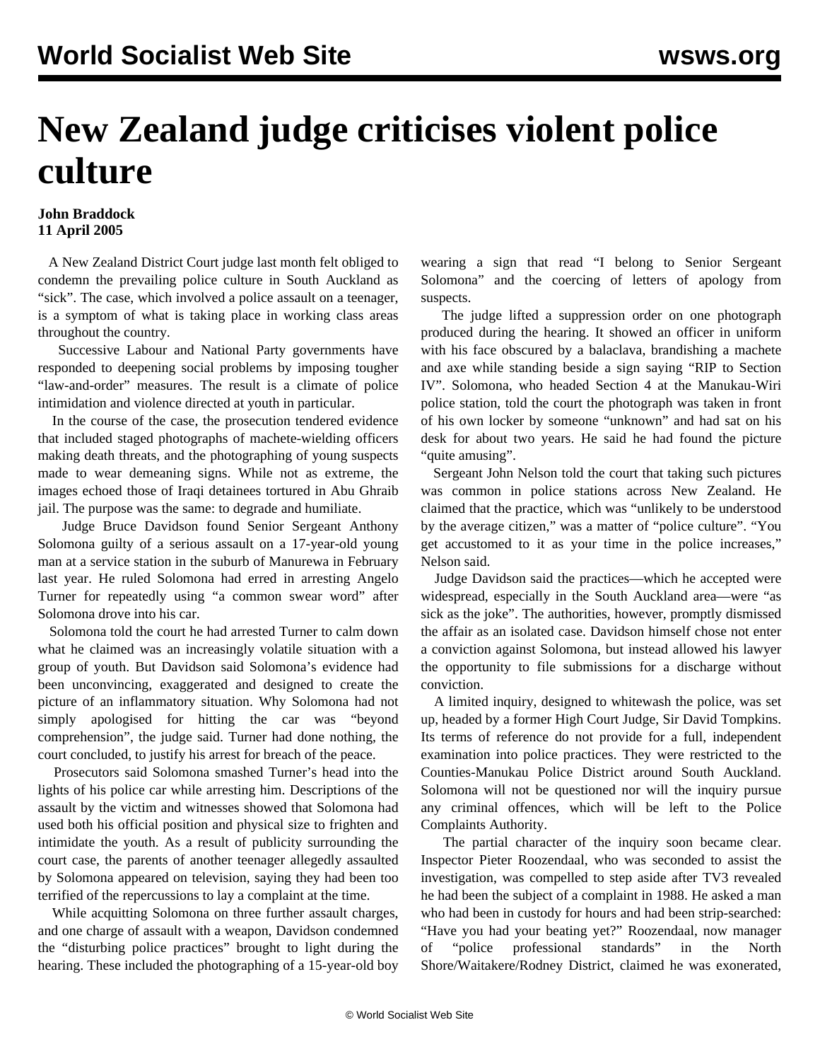# New Zealand judge criticises violent police culture

**John Braddock**
**11 April 2005**

A New Zealand District Court judge last month felt obliged to condemn the prevailing police culture in South Auckland as "sick". The case, which involved a police assault on a teenager, is a symptom of what is taking place in working class areas throughout the country.

Successive Labour and National Party governments have responded to deepening social problems by imposing tougher "law-and-order" measures. The result is a climate of police intimidation and violence directed at youth in particular.

In the course of the case, the prosecution tendered evidence that included staged photographs of machete-wielding officers making death threats, and the photographing of young suspects made to wear demeaning signs. While not as extreme, the images echoed those of Iraqi detainees tortured in Abu Ghraib jail. The purpose was the same: to degrade and humiliate.

Judge Bruce Davidson found Senior Sergeant Anthony Solomona guilty of a serious assault on a 17-year-old young man at a service station in the suburb of Manurewa in February last year. He ruled Solomona had erred in arresting Angelo Turner for repeatedly using "a common swear word" after Solomona drove into his car.

Solomona told the court he had arrested Turner to calm down what he claimed was an increasingly volatile situation with a group of youth. But Davidson said Solomona's evidence had been unconvincing, exaggerated and designed to create the picture of an inflammatory situation. Why Solomona had not simply apologised for hitting the car was "beyond comprehension", the judge said. Turner had done nothing, the court concluded, to justify his arrest for breach of the peace.

Prosecutors said Solomona smashed Turner's head into the lights of his police car while arresting him. Descriptions of the assault by the victim and witnesses showed that Solomona had used both his official position and physical size to frighten and intimidate the youth. As a result of publicity surrounding the court case, the parents of another teenager allegedly assaulted by Solomona appeared on television, saying they had been too terrified of the repercussions to lay a complaint at the time.

While acquitting Solomona on three further assault charges, and one charge of assault with a weapon, Davidson condemned the "disturbing police practices" brought to light during the hearing. These included the photographing of a 15-year-old boy wearing a sign that read "I belong to Senior Sergeant Solomona" and the coercing of letters of apology from suspects.

The judge lifted a suppression order on one photograph produced during the hearing. It showed an officer in uniform with his face obscured by a balaclava, brandishing a machete and axe while standing beside a sign saying "RIP to Section IV". Solomona, who headed Section 4 at the Manukau-Wiri police station, told the court the photograph was taken in front of his own locker by someone "unknown" and had sat on his desk for about two years. He said he had found the picture "quite amusing".

Sergeant John Nelson told the court that taking such pictures was common in police stations across New Zealand. He claimed that the practice, which was "unlikely to be understood by the average citizen," was a matter of "police culture". "You get accustomed to it as your time in the police increases," Nelson said.

Judge Davidson said the practices—which he accepted were widespread, especially in the South Auckland area—were "as sick as the joke". The authorities, however, promptly dismissed the affair as an isolated case. Davidson himself chose not enter a conviction against Solomona, but instead allowed his lawyer the opportunity to file submissions for a discharge without conviction.

A limited inquiry, designed to whitewash the police, was set up, headed by a former High Court Judge, Sir David Tompkins. Its terms of reference do not provide for a full, independent examination into police practices. They were restricted to the Counties-Manukau Police District around South Auckland. Solomona will not be questioned nor will the inquiry pursue any criminal offences, which will be left to the Police Complaints Authority.

The partial character of the inquiry soon became clear. Inspector Pieter Roozendaal, who was seconded to assist the investigation, was compelled to step aside after TV3 revealed he had been the subject of a complaint in 1988. He asked a man who had been in custody for hours and had been strip-searched: "Have you had your beating yet?" Roozendaal, now manager of "police professional standards" in the North Shore/Waitakere/Rodney District, claimed he was exonerated,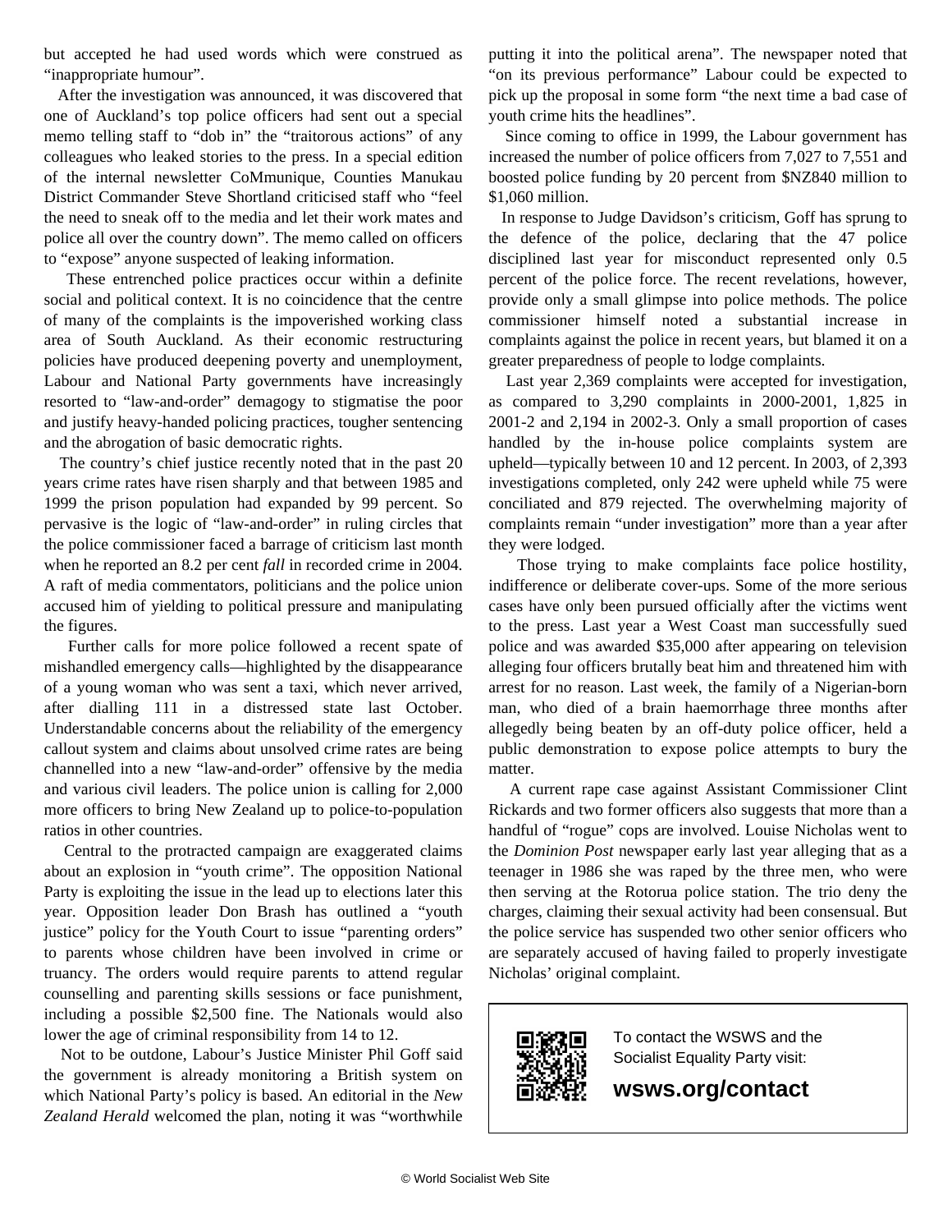but accepted he had used words which were construed as "inappropriate humour".

After the investigation was announced, it was discovered that one of Auckland's top police officers had sent out a special memo telling staff to "dob in" the "traitorous actions" of any colleagues who leaked stories to the press. In a special edition of the internal newsletter CoMmunique, Counties Manukau District Commander Steve Shortland criticised staff who "feel the need to sneak off to the media and let their work mates and police all over the country down". The memo called on officers to "expose" anyone suspected of leaking information.

These entrenched police practices occur within a definite social and political context. It is no coincidence that the centre of many of the complaints is the impoverished working class area of South Auckland. As their economic restructuring policies have produced deepening poverty and unemployment, Labour and National Party governments have increasingly resorted to "law-and-order" demagogy to stigmatise the poor and justify heavy-handed policing practices, tougher sentencing and the abrogation of basic democratic rights.

The country's chief justice recently noted that in the past 20 years crime rates have risen sharply and that between 1985 and 1999 the prison population had expanded by 99 percent. So pervasive is the logic of "law-and-order" in ruling circles that the police commissioner faced a barrage of criticism last month when he reported an 8.2 per cent *fall* in recorded crime in 2004. A raft of media commentators, politicians and the police union accused him of yielding to political pressure and manipulating the figures.

Further calls for more police followed a recent spate of mishandled emergency calls—highlighted by the disappearance of a young woman who was sent a taxi, which never arrived, after dialling 111 in a distressed state last October. Understandable concerns about the reliability of the emergency callout system and claims about unsolved crime rates are being channelled into a new "law-and-order" offensive by the media and various civil leaders. The police union is calling for 2,000 more officers to bring New Zealand up to police-to-population ratios in other countries.

Central to the protracted campaign are exaggerated claims about an explosion in "youth crime". The opposition National Party is exploiting the issue in the lead up to elections later this year. Opposition leader Don Brash has outlined a "youth justice" policy for the Youth Court to issue "parenting orders" to parents whose children have been involved in crime or truancy. The orders would require parents to attend regular counselling and parenting skills sessions or face punishment, including a possible $2,500 fine. The Nationals would also lower the age of criminal responsibility from 14 to 12.

Not to be outdone, Labour's Justice Minister Phil Goff said the government is already monitoring a British system on which National Party's policy is based. An editorial in the *New Zealand Herald* welcomed the plan, noting it was "worthwhile putting it into the political arena". The newspaper noted that "on its previous performance" Labour could be expected to pick up the proposal in some form "the next time a bad case of youth crime hits the headlines".

Since coming to office in 1999, the Labour government has increased the number of police officers from 7,027 to 7,551 and boosted police funding by 20 percent from $NZ840 million to $1,060 million.

In response to Judge Davidson's criticism, Goff has sprung to the defence of the police, declaring that the 47 police disciplined last year for misconduct represented only 0.5 percent of the police force. The recent revelations, however, provide only a small glimpse into police methods. The police commissioner himself noted a substantial increase in complaints against the police in recent years, but blamed it on a greater preparedness of people to lodge complaints.

Last year 2,369 complaints were accepted for investigation, as compared to 3,290 complaints in 2000-2001, 1,825 in 2001-2 and 2,194 in 2002-3. Only a small proportion of cases handled by the in-house police complaints system are upheld—typically between 10 and 12 percent. In 2003, of 2,393 investigations completed, only 242 were upheld while 75 were conciliated and 879 rejected. The overwhelming majority of complaints remain "under investigation" more than a year after they were lodged.

Those trying to make complaints face police hostility, indifference or deliberate cover-ups. Some of the more serious cases have only been pursued officially after the victims went to the press. Last year a West Coast man successfully sued police and was awarded $35,000 after appearing on television alleging four officers brutally beat him and threatened him with arrest for no reason. Last week, the family of a Nigerian-born man, who died of a brain haemorrhage three months after allegedly being beaten by an off-duty police officer, held a public demonstration to expose police attempts to bury the matter.

A current rape case against Assistant Commissioner Clint Rickards and two former officers also suggests that more than a handful of "rogue" cops are involved. Louise Nicholas went to the *Dominion Post* newspaper early last year alleging that as a teenager in 1986 she was raped by the three men, who were then serving at the Rotorua police station. The trio deny the charges, claiming their sexual activity had been consensual. But the police service has suspended two other senior officers who are separately accused of having failed to properly investigate Nicholas' original complaint.

To contact the WSWS and the Socialist Equality Party visit:

**wsws.org/contact**